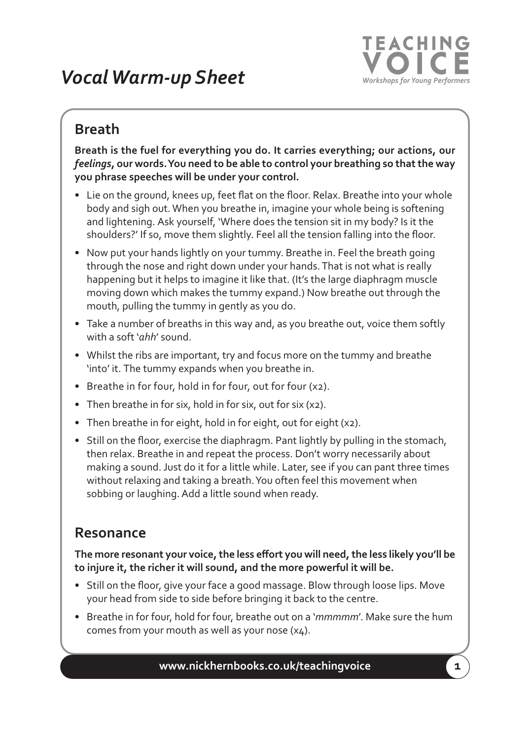# *Vocal Warm-up Sheet*

**TEACHING VOICE**
*Workshops for Young Performers*

## Breath

**Breath is the fuel for everything you do. It carries everything; our actions, our *feelings*, our words. You need to be able to control your breathing so that the way you phrase speeches will be under your control.**

- Lie on the ground, knees up, feet flat on the floor. Relax. Breathe into your whole body and sigh out. When you breathe in, imagine your whole being is softening and lightening. Ask yourself, 'Where does the tension sit in my body? Is it the shoulders?' If so, move them slightly. Feel all the tension falling into the floor.
- Now put your hands lightly on your tummy. Breathe in. Feel the breath going through the nose and right down under your hands. That is not what is really happening but it helps to imagine it like that. (It's the large diaphragm muscle moving down which makes the tummy expand.) Now breathe out through the mouth, pulling the tummy in gently as you do.
- Take a number of breaths in this way and, as you breathe out, voice them softly with a soft '*ahh*' sound.
- Whilst the ribs are important, try and focus more on the tummy and breathe 'into' it. The tummy expands when you breathe in.
- Breathe in for four, hold in for four, out for four (x2).
- Then breathe in for six, hold in for six, out for six (x2).
- Then breathe in for eight, hold in for eight, out for eight (x2).
- Still on the floor, exercise the diaphragm. Pant lightly by pulling in the stomach, then relax. Breathe in and repeat the process. Don't worry necessarily about making a sound. Just do it for a little while. Later, see if you can pant three times without relaxing and taking a breath. You often feel this movement when sobbing or laughing. Add a little sound when ready.

## Resonance

**The more resonant your voice, the less effort you will need, the less likely you'll be to injure it, the richer it will sound, and the more powerful it will be.**

- Still on the floor, give your face a good massage. Blow through loose lips. Move your head from side to side before bringing it back to the centre.
- Breathe in for four, hold for four, breathe out on a '*mmmmm*'. Make sure the hum comes from your mouth as well as your nose (x4).

www.nickhernbooks.co.uk/teachingvoice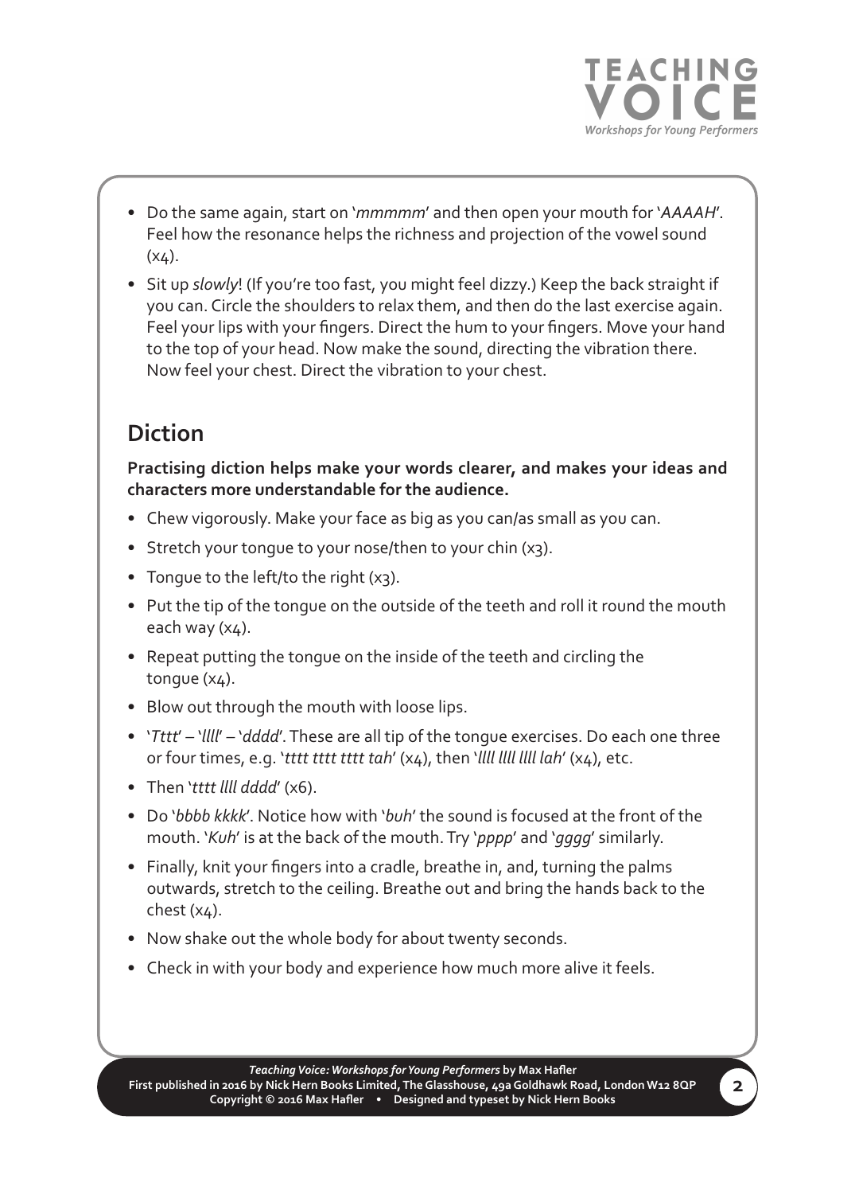- Do the same again, start on '*mmmmm*' and then open your mouth for '*AAAAH*'. Feel how the resonance helps the richness and projection of the vowel sound (x4).
- Sit up *slowly*! (If you're too fast, you might feel dizzy.) Keep the back straight if you can. Circle the shoulders to relax them, and then do the last exercise again. Feel your lips with your fingers. Direct the hum to your fingers. Move your hand to the top of your head. Now make the sound, directing the vibration there. Now feel your chest. Direct the vibration to your chest.

## Diction

**Practising diction helps make your words clearer, and makes your ideas and characters more understandable for the audience.**

- Chew vigorously. Make your face as big as you can/as small as you can.
- Stretch your tongue to your nose/then to your chin (x3).
- Tongue to the left/to the right (x3).
- Put the tip of the tongue on the outside of the teeth and roll it round the mouth each way (x4).
- Repeat putting the tongue on the inside of the teeth and circling the tongue (x4).
- Blow out through the mouth with loose lips.
- '*Tttt*' – '*llll*' – '*dddd*'. These are all tip of the tongue exercises. Do each one three or four times, e.g. '*tttt tttt tttt tah*' (x4), then '*llll llll llll lah*' (x4), etc.
- Then '*tttt llll dddd*' (x6).
- Do '*bbbb kkkk*'. Notice how with '*buh*' the sound is focused at the front of the mouth. '*Kuh*' is at the back of the mouth. Try '*pppp*' and '*gggg*' similarly.
- Finally, knit your fingers into a cradle, breathe in, and, turning the palms outwards, stretch to the ceiling. Breathe out and bring the hands back to the chest (x4).
- Now shake out the whole body for about twenty seconds.
- Check in with your body and experience how much more alive it feels.